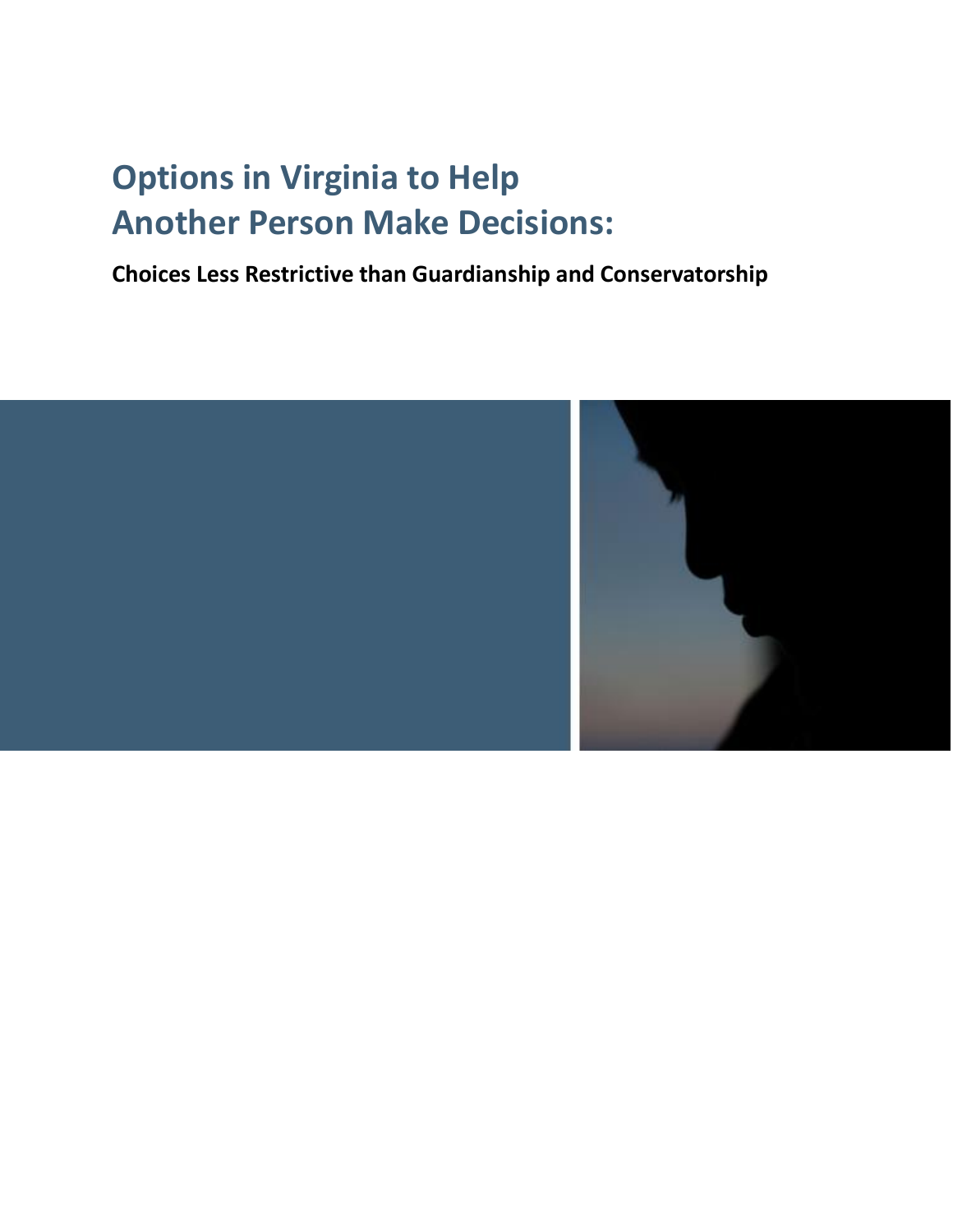# Options in Virginia to Help Another Person Make Decisions:

**Choices Less Restrictive than Guardianship and Conservatorship**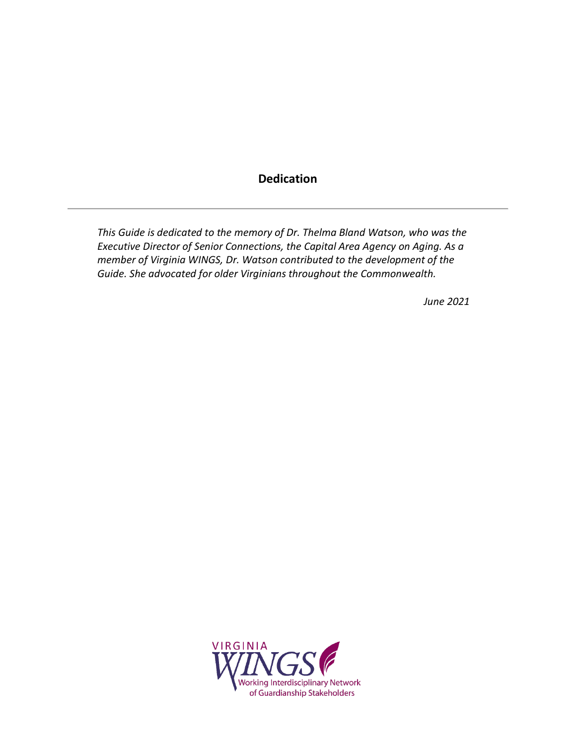# Dedication

---

*This Guide is dedicated to the memory of Dr. Thelma Bland Watson, who was the Executive Director of Senior Connections, the Capital Area Agency on Aging. As a member of Virginia WINGS, Dr. Watson contributed to the development of the Guide. She advocated for older Virginians throughout the Commonwealth.*

*June 2021*

VIRGINIA WINGS
Working Interdisciplinary Network of Guardianship Stakeholders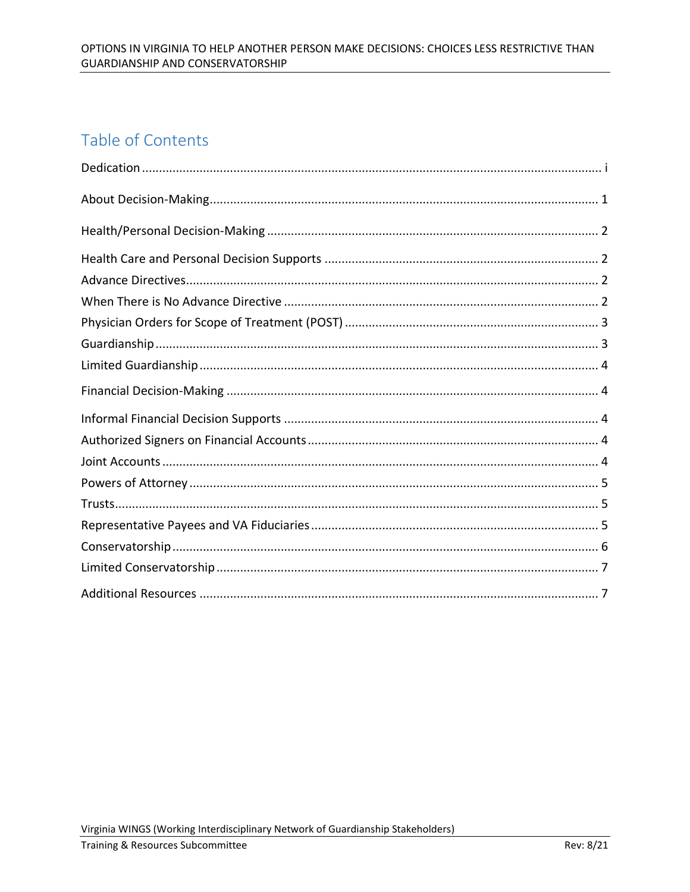# Table of Contents

Dedication ..... i

About Decision-Making ..... 1

Health/Personal Decision-Making ..... 2

Health Care and Personal Decision Supports ..... 2
Advance Directives ..... 2
When There is No Advance Directive ..... 2
Physician Orders for Scope of Treatment (POST) ..... 3
Guardianship ..... 3
Limited Guardianship ..... 4

Financial Decision-Making ..... 4

Informal Financial Decision Supports ..... 4
Authorized Signers on Financial Accounts ..... 4
Joint Accounts ..... 4
Powers of Attorney ..... 5
Trusts ..... 5
Representative Payees and VA Fiduciaries ..... 5
Conservatorship ..... 6
Limited Conservatorship ..... 7

Additional Resources ..... 7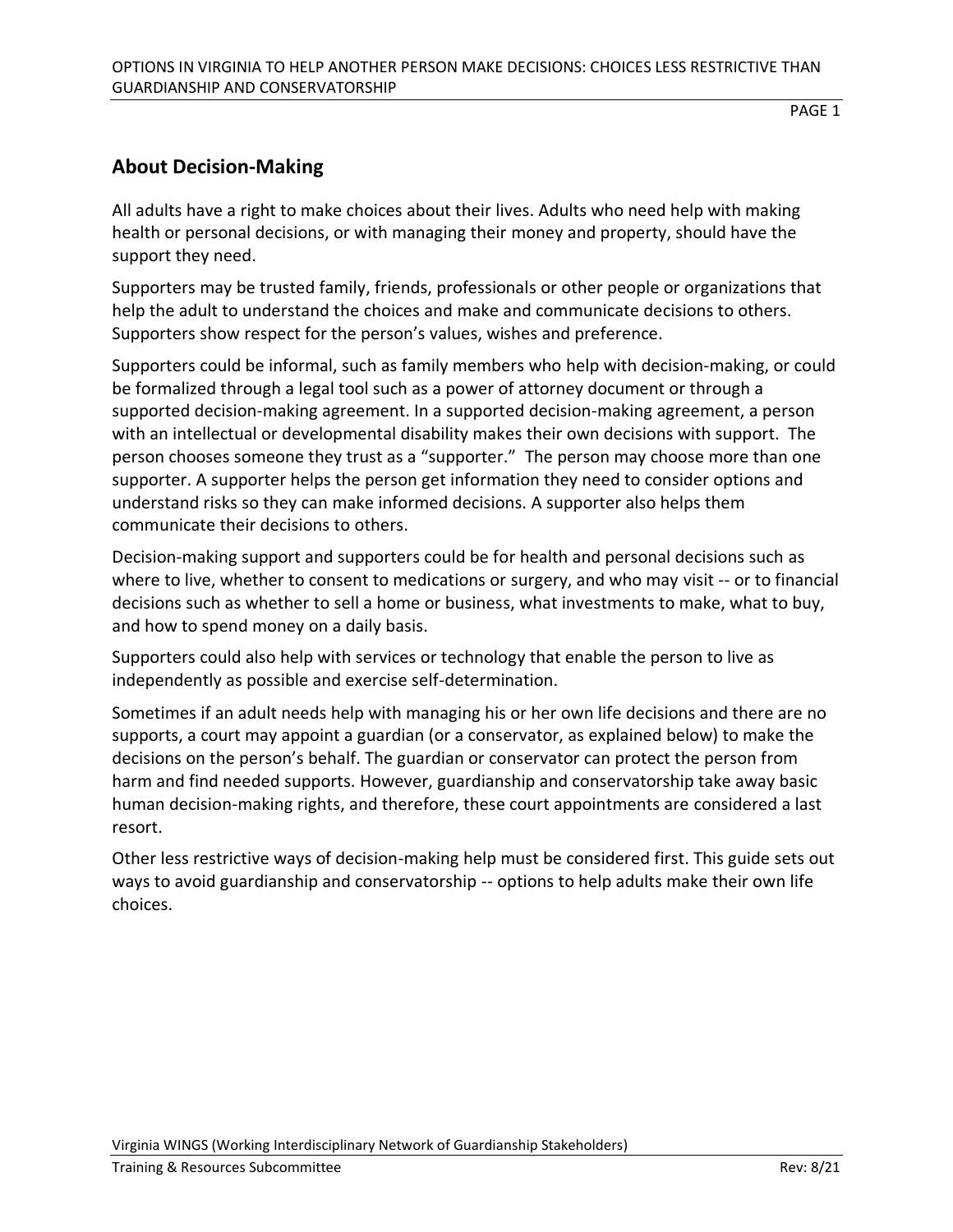## About Decision-Making

All adults have a right to make choices about their lives. Adults who need help with making health or personal decisions, or with managing their money and property, should have the support they need.

Supporters may be trusted family, friends, professionals or other people or organizations that help the adult to understand the choices and make and communicate decisions to others. Supporters show respect for the person's values, wishes and preference.

Supporters could be informal, such as family members who help with decision-making, or could be formalized through a legal tool such as a power of attorney document or through a supported decision-making agreement. In a supported decision-making agreement, a person with an intellectual or developmental disability makes their own decisions with support. The person chooses someone they trust as a "supporter." The person may choose more than one supporter. A supporter helps the person get information they need to consider options and understand risks so they can make informed decisions. A supporter also helps them communicate their decisions to others.

Decision-making support and supporters could be for health and personal decisions such as where to live, whether to consent to medications or surgery, and who may visit -- or to financial decisions such as whether to sell a home or business, what investments to make, what to buy, and how to spend money on a daily basis.

Supporters could also help with services or technology that enable the person to live as independently as possible and exercise self-determination.

Sometimes if an adult needs help with managing his or her own life decisions and there are no supports, a court may appoint a guardian (or a conservator, as explained below) to make the decisions on the person's behalf. The guardian or conservator can protect the person from harm and find needed supports. However, guardianship and conservatorship take away basic human decision-making rights, and therefore, these court appointments are considered a last resort.

Other less restrictive ways of decision-making help must be considered first. This guide sets out ways to avoid guardianship and conservatorship -- options to help adults make their own life choices.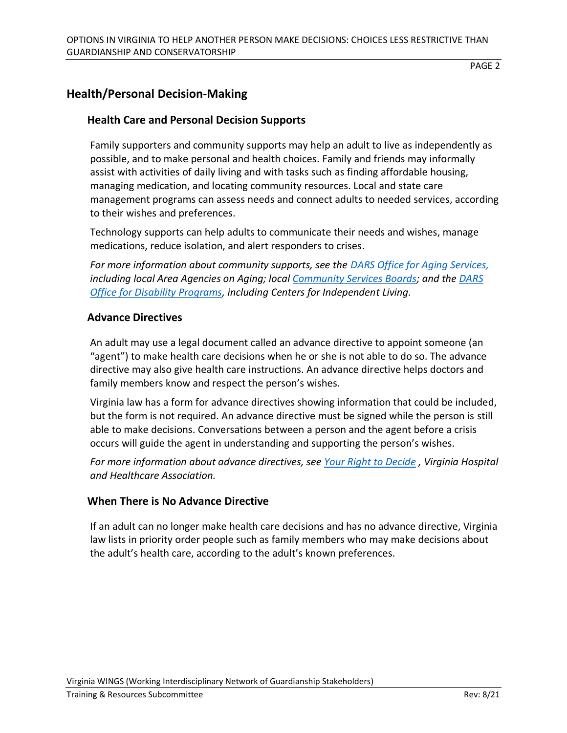## Health/Personal Decision-Making

### Health Care and Personal Decision Supports

Family supporters and community supports may help an adult to live as independently as possible, and to make personal and health choices. Family and friends may informally assist with activities of daily living and with tasks such as finding affordable housing, managing medication, and locating community resources. Local and state care management programs can assess needs and connect adults to needed services, according to their wishes and preferences.

Technology supports can help adults to communicate their needs and wishes, manage medications, reduce isolation, and alert responders to crises.

*For more information about community supports, see the DARS Office for Aging Services, including local Area Agencies on Aging; local Community Services Boards; and the DARS Office for Disability Programs, including Centers for Independent Living.*

### Advance Directives

An adult may use a legal document called an advance directive to appoint someone (an "agent") to make health care decisions when he or she is not able to do so. The advance directive may also give health care instructions. An advance directive helps doctors and family members know and respect the person's wishes.

Virginia law has a form for advance directives showing information that could be included, but the form is not required. An advance directive must be signed while the person is still able to make decisions. Conversations between a person and the agent before a crisis occurs will guide the agent in understanding and supporting the person's wishes.

*For more information about advance directives, see Your Right to Decide , Virginia Hospital and Healthcare Association.*

### When There is No Advance Directive

If an adult can no longer make health care decisions and has no advance directive, Virginia law lists in priority order people such as family members who may make decisions about the adult's health care, according to the adult's known preferences.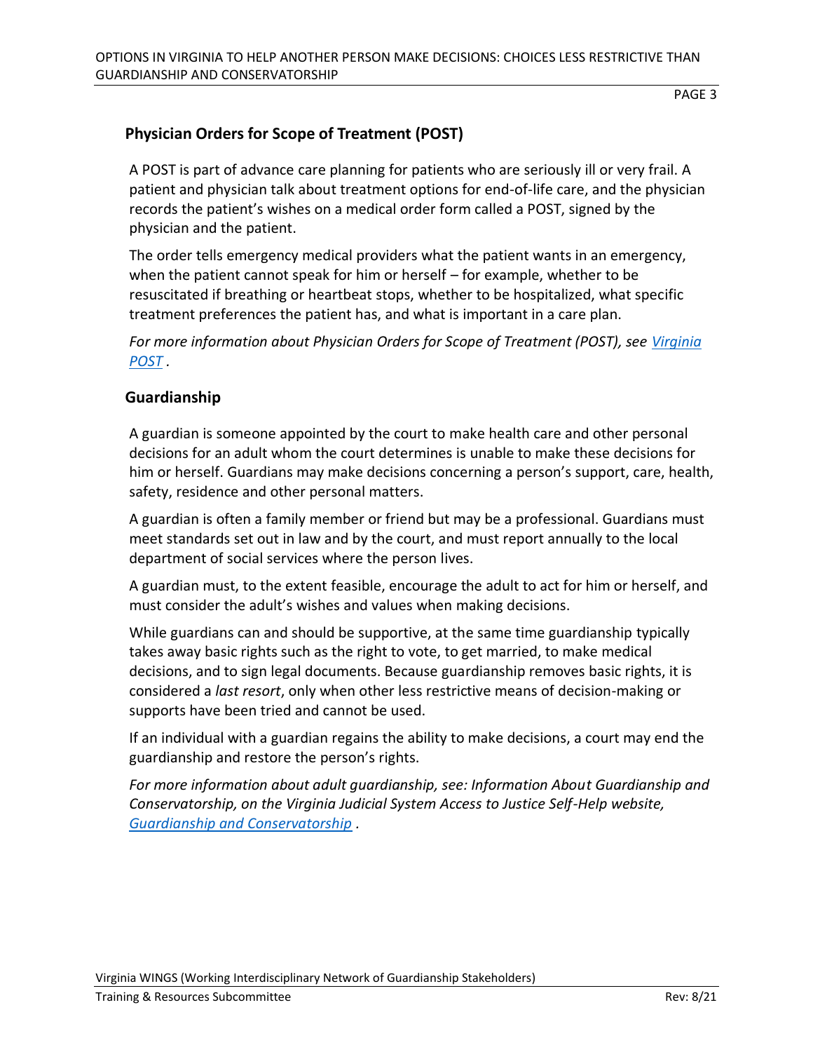## Physician Orders for Scope of Treatment (POST)

A POST is part of advance care planning for patients who are seriously ill or very frail. A patient and physician talk about treatment options for end-of-life care, and the physician records the patient's wishes on a medical order form called a POST, signed by the physician and the patient.

The order tells emergency medical providers what the patient wants in an emergency, when the patient cannot speak for him or herself – for example, whether to be resuscitated if breathing or heartbeat stops, whether to be hospitalized, what specific treatment preferences the patient has, and what is important in a care plan.

*For more information about Physician Orders for Scope of Treatment (POST), see [Virginia POST](Virginia POST) .*

## Guardianship

A guardian is someone appointed by the court to make health care and other personal decisions for an adult whom the court determines is unable to make these decisions for him or herself. Guardians may make decisions concerning a person's support, care, health, safety, residence and other personal matters.

A guardian is often a family member or friend but may be a professional. Guardians must meet standards set out in law and by the court, and must report annually to the local department of social services where the person lives.

A guardian must, to the extent feasible, encourage the adult to act for him or herself, and must consider the adult's wishes and values when making decisions.

While guardians can and should be supportive, at the same time guardianship typically takes away basic rights such as the right to vote, to get married, to make medical decisions, and to sign legal documents. Because guardianship removes basic rights, it is considered a *last resort*, only when other less restrictive means of decision-making or supports have been tried and cannot be used.

If an individual with a guardian regains the ability to make decisions, a court may end the guardianship and restore the person's rights.

*For more information about adult guardianship, see: Information About Guardianship and Conservatorship, on the Virginia Judicial System Access to Justice Self-Help website, [Guardianship and Conservatorship](Guardianship and Conservatorship) .*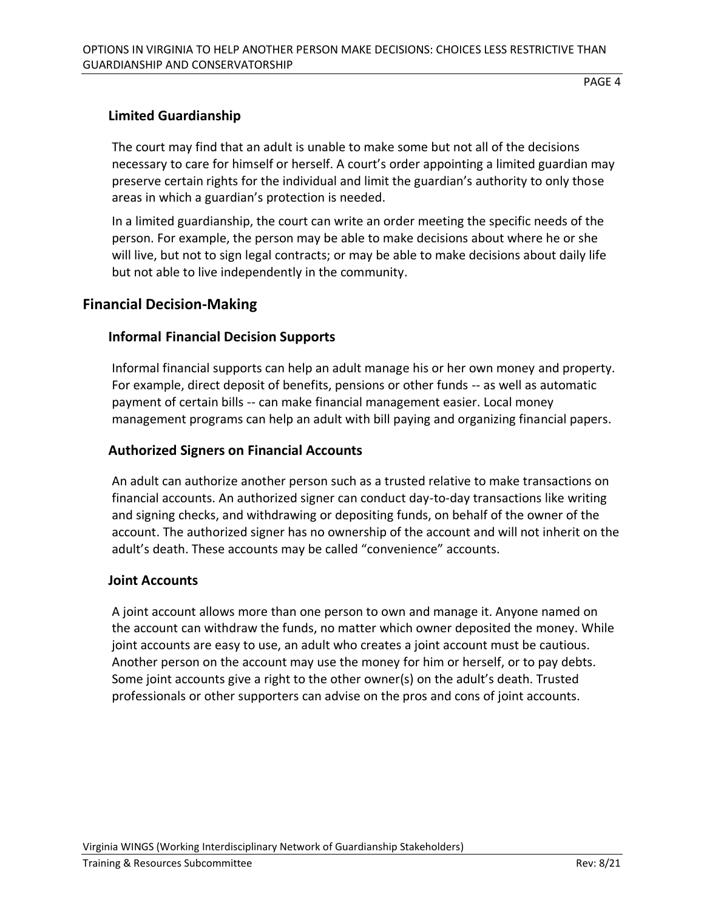### Limited Guardianship

The court may find that an adult is unable to make some but not all of the decisions necessary to care for himself or herself. A court's order appointing a limited guardian may preserve certain rights for the individual and limit the guardian's authority to only those areas in which a guardian's protection is needed.

In a limited guardianship, the court can write an order meeting the specific needs of the person. For example, the person may be able to make decisions about where he or she will live, but not to sign legal contracts; or may be able to make decisions about daily life but not able to live independently in the community.

## Financial Decision-Making

### Informal Financial Decision Supports

Informal financial supports can help an adult manage his or her own money and property. For example, direct deposit of benefits, pensions or other funds -- as well as automatic payment of certain bills -- can make financial management easier. Local money management programs can help an adult with bill paying and organizing financial papers.

### Authorized Signers on Financial Accounts

An adult can authorize another person such as a trusted relative to make transactions on financial accounts. An authorized signer can conduct day-to-day transactions like writing and signing checks, and withdrawing or depositing funds, on behalf of the owner of the account. The authorized signer has no ownership of the account and will not inherit on the adult's death. These accounts may be called "convenience" accounts.

### Joint Accounts

A joint account allows more than one person to own and manage it. Anyone named on the account can withdraw the funds, no matter which owner deposited the money. While joint accounts are easy to use, an adult who creates a joint account must be cautious. Another person on the account may use the money for him or herself, or to pay debts. Some joint accounts give a right to the other owner(s) on the adult's death. Trusted professionals or other supporters can advise on the pros and cons of joint accounts.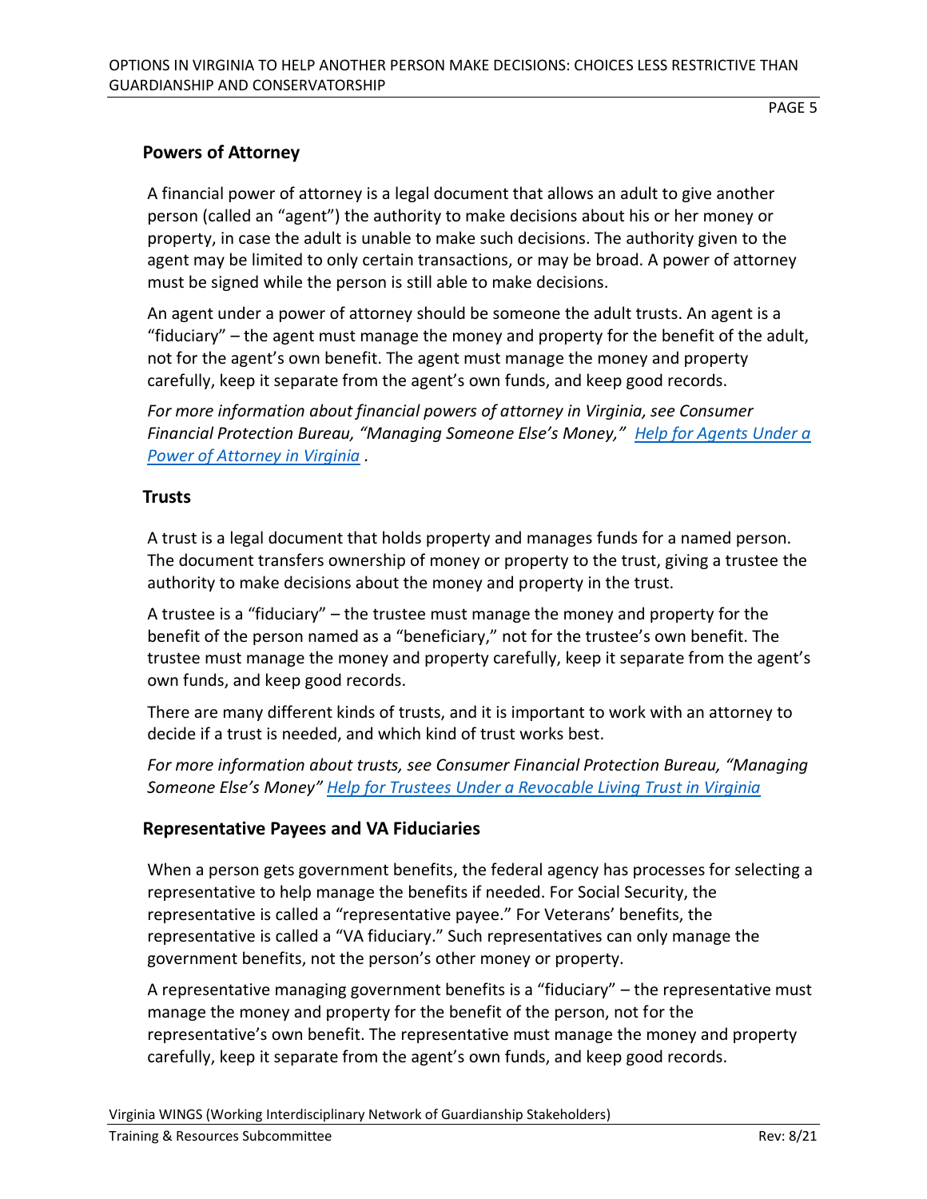## Powers of Attorney

A financial power of attorney is a legal document that allows an adult to give another person (called an "agent") the authority to make decisions about his or her money or property, in case the adult is unable to make such decisions. The authority given to the agent may be limited to only certain transactions, or may be broad. A power of attorney must be signed while the person is still able to make decisions.

An agent under a power of attorney should be someone the adult trusts. An agent is a "fiduciary" – the agent must manage the money and property for the benefit of the adult, not for the agent's own benefit. The agent must manage the money and property carefully, keep it separate from the agent's own funds, and keep good records.

*For more information about financial powers of attorney in Virginia, see Consumer Financial Protection Bureau, "Managing Someone Else's Money,"* [Help for Agents Under a Power of Attorney in Virginia](#) *.*

## Trusts

A trust is a legal document that holds property and manages funds for a named person. The document transfers ownership of money or property to the trust, giving a trustee the authority to make decisions about the money and property in the trust.

A trustee is a "fiduciary" – the trustee must manage the money and property for the benefit of the person named as a "beneficiary," not for the trustee's own benefit. The trustee must manage the money and property carefully, keep it separate from the agent's own funds, and keep good records.

There are many different kinds of trusts, and it is important to work with an attorney to decide if a trust is needed, and which kind of trust works best.

*For more information about trusts, see Consumer Financial Protection Bureau, "Managing Someone Else's Money"* [Help for Trustees Under a Revocable Living Trust in Virginia](#)

## Representative Payees and VA Fiduciaries

When a person gets government benefits, the federal agency has processes for selecting a representative to help manage the benefits if needed. For Social Security, the representative is called a "representative payee." For Veterans' benefits, the representative is called a "VA fiduciary." Such representatives can only manage the government benefits, not the person's other money or property.

A representative managing government benefits is a "fiduciary" – the representative must manage the money and property for the benefit of the person, not for the representative's own benefit. The representative must manage the money and property carefully, keep it separate from the agent's own funds, and keep good records.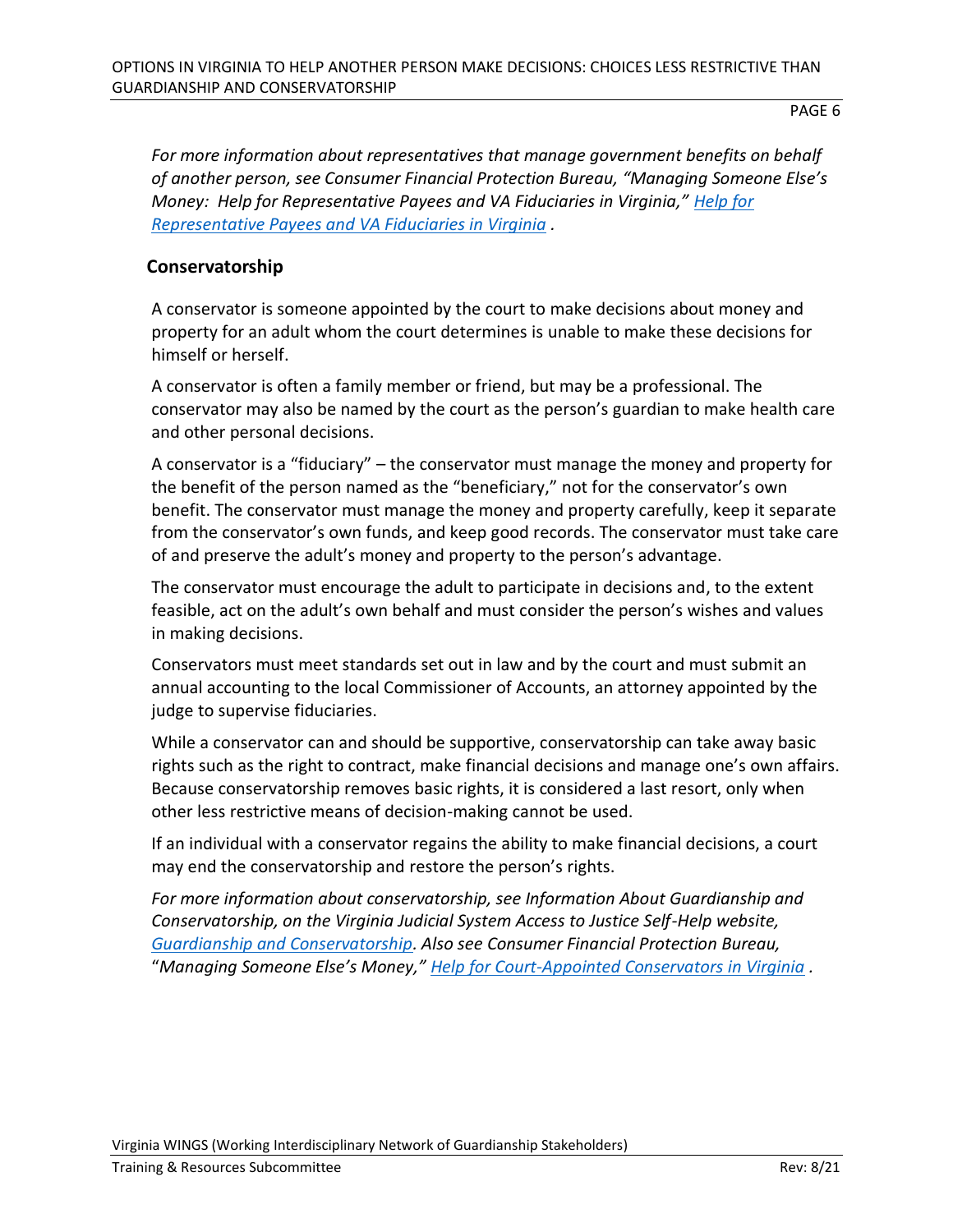*For more information about representatives that manage government benefits on behalf of another person, see Consumer Financial Protection Bureau, "Managing Someone Else's Money: Help for Representative Payees and VA Fiduciaries in Virginia," [Help for Representative Payees and VA Fiduciaries in Virginia](Help for Representative Payees and VA Fiduciaries in Virginia) .*

## Conservatorship

A conservator is someone appointed by the court to make decisions about money and property for an adult whom the court determines is unable to make these decisions for himself or herself.

A conservator is often a family member or friend, but may be a professional. The conservator may also be named by the court as the person's guardian to make health care and other personal decisions.

A conservator is a "fiduciary" – the conservator must manage the money and property for the benefit of the person named as the "beneficiary," not for the conservator's own benefit. The conservator must manage the money and property carefully, keep it separate from the conservator's own funds, and keep good records. The conservator must take care of and preserve the adult's money and property to the person's advantage.

The conservator must encourage the adult to participate in decisions and, to the extent feasible, act on the adult's own behalf and must consider the person's wishes and values in making decisions.

Conservators must meet standards set out in law and by the court and must submit an annual accounting to the local Commissioner of Accounts, an attorney appointed by the judge to supervise fiduciaries.

While a conservator can and should be supportive, conservatorship can take away basic rights such as the right to contract, make financial decisions and manage one's own affairs. Because conservatorship removes basic rights, it is considered a last resort, only when other less restrictive means of decision-making cannot be used.

If an individual with a conservator regains the ability to make financial decisions, a court may end the conservatorship and restore the person's rights.

*For more information about conservatorship, see Information About Guardianship and Conservatorship, on the Virginia Judicial System Access to Justice Self-Help website, Guardianship and Conservatorship. Also see Consumer Financial Protection Bureau, "Managing Someone Else's Money," Help for Court-Appointed Conservators in Virginia .*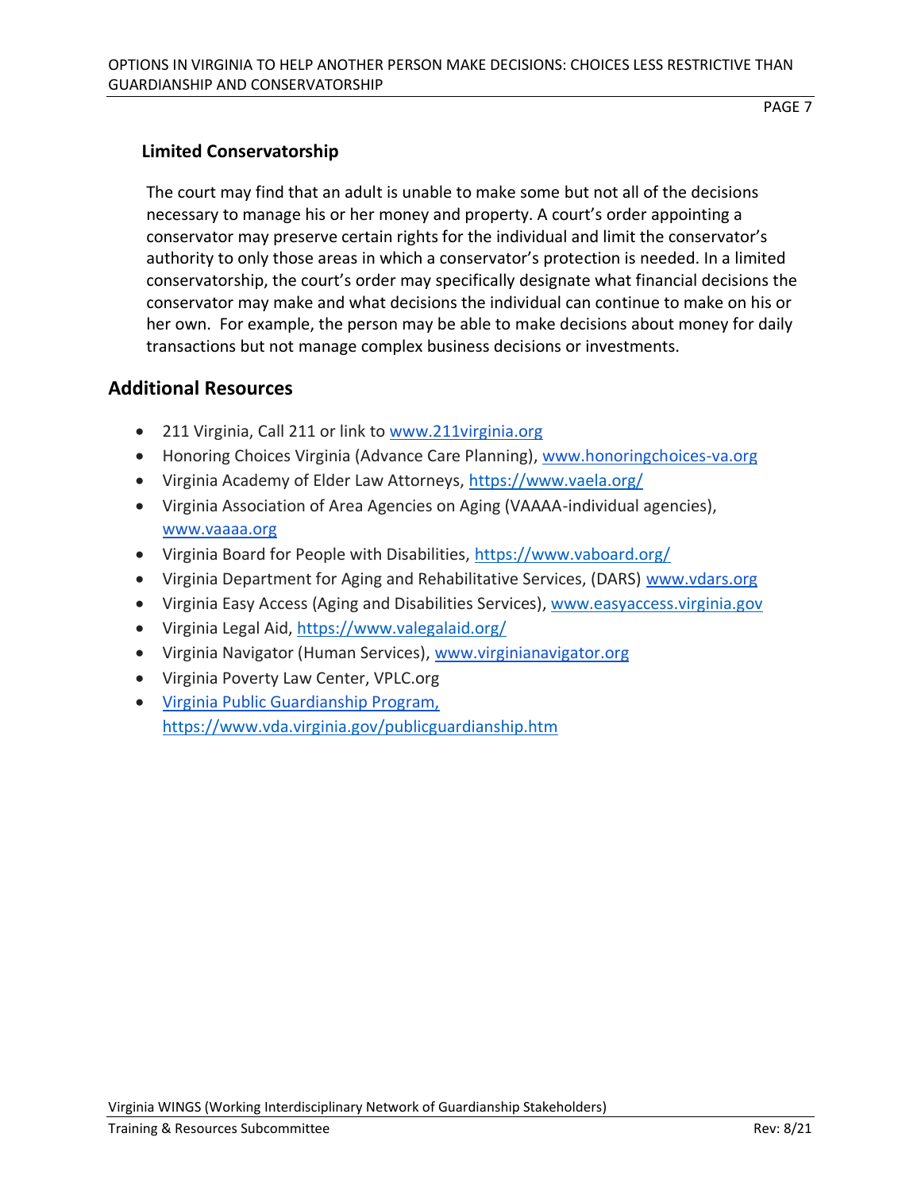### Limited Conservatorship

The court may find that an adult is unable to make some but not all of the decisions necessary to manage his or her money and property. A court's order appointing a conservator may preserve certain rights for the individual and limit the conservator's authority to only those areas in which a conservator's protection is needed. In a limited conservatorship, the court's order may specifically designate what financial decisions the conservator may make and what decisions the individual can continue to make on his or her own. For example, the person may be able to make decisions about money for daily transactions but not manage complex business decisions or investments.

## Additional Resources

- 211 Virginia, Call 211 or link to www.211virginia.org
- Honoring Choices Virginia (Advance Care Planning), www.honoringchoices-va.org
- Virginia Academy of Elder Law Attorneys, https://www.vaela.org/
- Virginia Association of Area Agencies on Aging (VAAAA-individual agencies), www.vaaaa.org
- Virginia Board for People with Disabilities, https://www.vaboard.org/
- Virginia Department for Aging and Rehabilitative Services, (DARS) www.vdars.org
- Virginia Easy Access (Aging and Disabilities Services), www.easyaccess.virginia.gov
- Virginia Legal Aid, https://www.valegalaid.org/
- Virginia Navigator (Human Services), www.virginianavigator.org
- Virginia Poverty Law Center, VPLC.org
- Virginia Public Guardianship Program, https://www.vda.virginia.gov/publicguardianship.htm